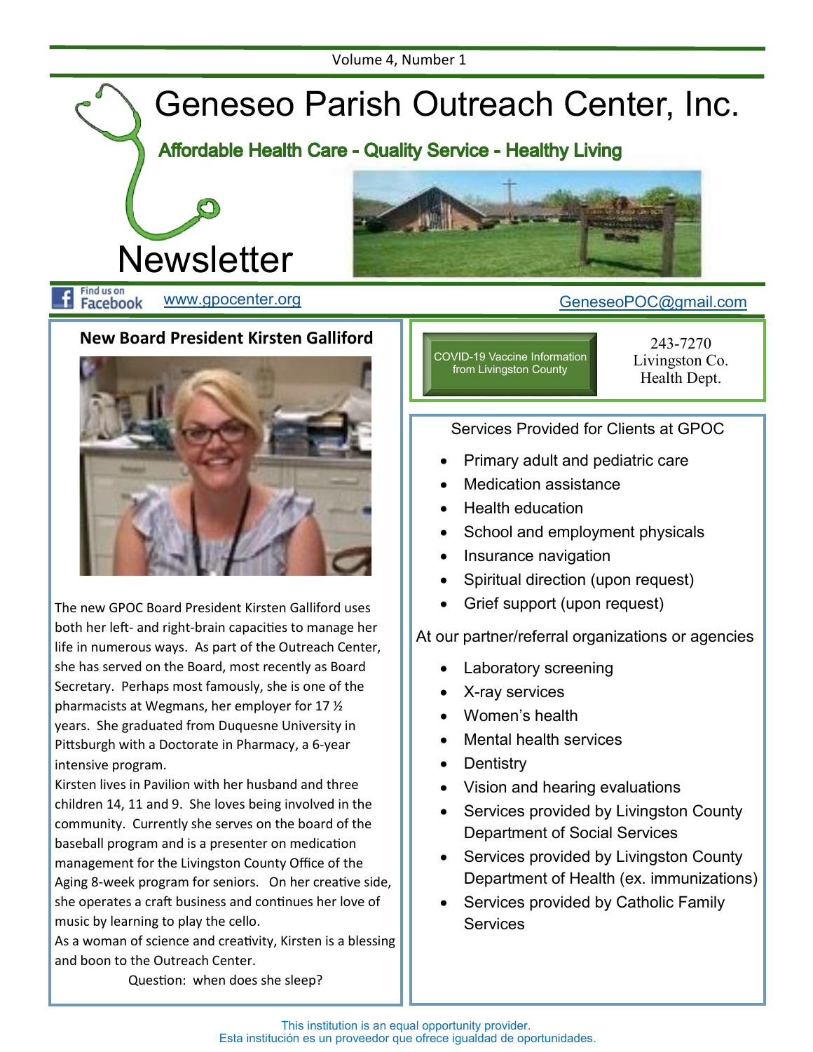Volume 4, Number 1

# Geneseo Parish Outreach Center, Inc.

**Affordable Health Care - Quality Service - Healthy Living**

## Newsletter

Find us on Facebook www.gpocenter.org GeneseoPOC@gmail.com

## New Board President Kirsten Galliford

The new GPOC Board President Kirsten Galliford uses both her left- and right-brain capacities to manage her life in numerous ways. As part of the Outreach Center, she has served on the Board, most recently as Board Secretary. Perhaps most famously, she is one of the pharmacists at Wegmans, her employer for 17 ½ years. She graduated from Duquesne University in Pittsburgh with a Doctorate in Pharmacy, a 6-year intensive program.

Kirsten lives in Pavilion with her husband and three children 14, 11 and 9. She loves being involved in the community. Currently she serves on the board of the baseball program and is a presenter on medication management for the Livingston County Office of the Aging 8-week program for seniors. On her creative side, she operates a craft business and continues her love of music by learning to play the cello.

As a woman of science and creativity, Kirsten is a blessing and boon to the Outreach Center.

Question: when does she sleep?

COVID-19 Vaccine Information from Livingston County

243-7270
Livingston Co.
Health Dept.

### Services Provided for Clients at GPOC

- Primary adult and pediatric care
- Medication assistance
- Health education
- School and employment physicals
- Insurance navigation
- Spiritual direction (upon request)
- Grief support (upon request)

At our partner/referral organizations or agencies

- Laboratory screening
- X-ray services
- Women's health
- Mental health services
- Dentistry
- Vision and hearing evaluations
- Services provided by Livingston County Department of Social Services
- Services provided by Livingston County Department of Health (ex. immunizations)
- Services provided by Catholic Family Services

This institution is an equal opportunity provider.
Esta institución es un proveedor que ofrece igualdad de oportunidades.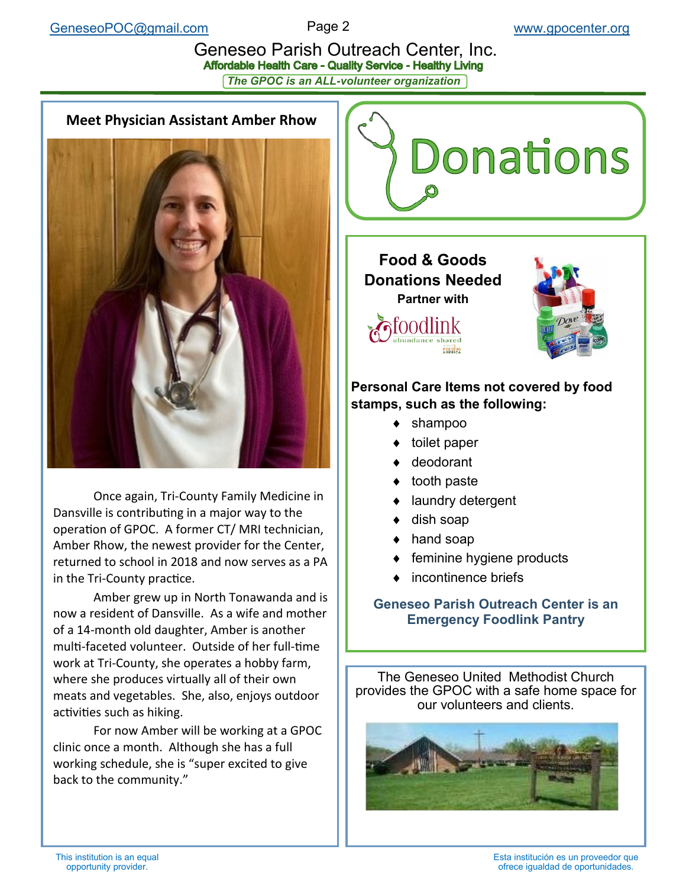# Geneseo Parish Outreach Center, Inc.

**Affordable Health Care - Quality Service - Healthy Living**

***The GPOC is an ALL-volunteer organization***

## Meet Physician Assistant Amber Rhow

Once again, Tri-County Family Medicine in Dansville is contributing in a major way to the operation of GPOC. A former CT/ MRI technician, Amber Rhow, the newest provider for the Center, returned to school in 2018 and now serves as a PA in the Tri-County practice.

Amber grew up in North Tonawanda and is now a resident of Dansville. As a wife and mother of a 14-month old daughter, Amber is another multi-faceted volunteer. Outside of her full-time work at Tri-County, she operates a hobby farm, where she produces virtually all of their own meats and vegetables. She, also, enjoys outdoor activities such as hiking.

For now Amber will be working at a GPOC clinic once a month. Although she has a full working schedule, she is "super excited to give back to the community."

## Donations

### Food & Goods Donations Needed

**Partner with**

foodlink
abundance shared

**Personal Care Items not covered by food stamps, such as the following:**

- shampoo
- toilet paper
- deodorant
- tooth paste
- laundry detergent
- dish soap
- hand soap
- feminine hygiene products
- incontinence briefs

**Geneseo Parish Outreach Center is an Emergency Foodlink Pantry**

The Geneseo United Methodist Church provides the GPOC with a safe home space for our volunteers and clients.

This institution is an equal opportunity provider.

Esta institución es un proveedor que ofrece igualdad de oportunidades.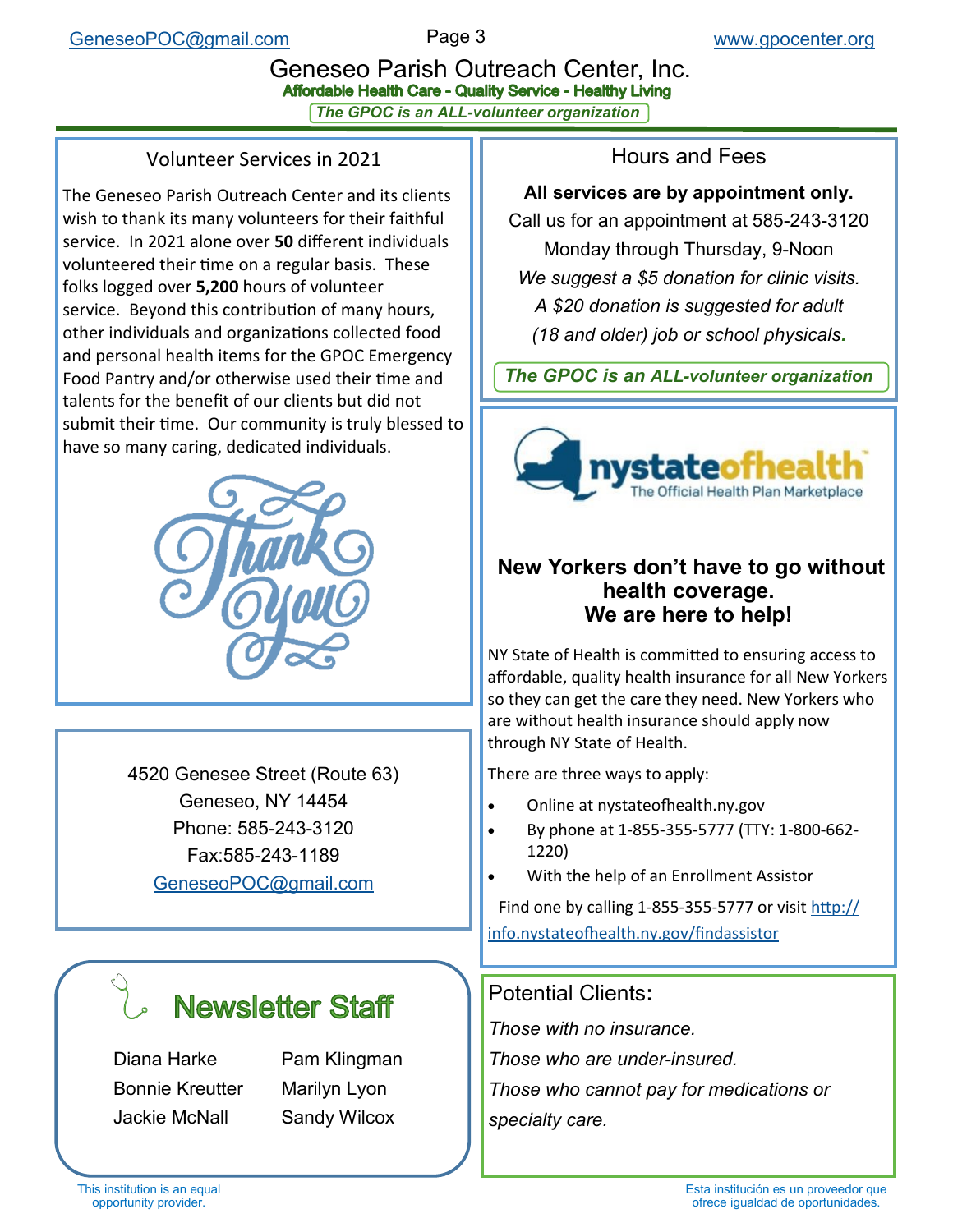# Geneseo Parish Outreach Center, Inc.

**Affordable Health Care - Quality Service - Healthy Living**

***The GPOC is an ALL-volunteer organization***

## Volunteer Services in 2021

The Geneseo Parish Outreach Center and its clients wish to thank its many volunteers for their faithful service. In 2021 alone over **50** different individuals volunteered their time on a regular basis. These folks logged over **5,200** hours of volunteer service. Beyond this contribution of many hours, other individuals and organizations collected food and personal health items for the GPOC Emergency Food Pantry and/or otherwise used their time and talents for the benefit of our clients but did not submit their time. Our community is truly blessed to have so many caring, dedicated individuals.

Thank You

4520 Genesee Street (Route 63)
Geneseo, NY 14454
Phone: 585-243-3120
Fax:585-243-1189
GeneseoPOC@gmail.com

## Newsletter Staff

| | |
|---|---|
| Diana Harke | Pam Klingman |
| Bonnie Kreutter | Marilyn Lyon |
| Jackie McNall | Sandy Wilcox |

## Hours and Fees

**All services are by appointment only.**

Call us for an appointment at 585-243-3120

Monday through Thursday, 9-Noon

*We suggest a $5 donation for clinic visits.*

*A $20 donation is suggested for adult (18 and older) job or school physicals.*

***The GPOC is an ALL-volunteer organization***

nystateofhealth
The Official Health Plan Marketplace

### New Yorkers don't have to go without health coverage. We are here to help!

NY State of Health is committed to ensuring access to affordable, quality health insurance for all New Yorkers so they can get the care they need. New Yorkers who are without health insurance should apply now through NY State of Health.

There are three ways to apply:

- Online at nystateofhealth.ny.gov
- By phone at 1-855-355-5777 (TTY: 1-800-662-1220)
- With the help of an Enrollment Assistor

Find one by calling 1-855-355-5777 or visit http://info.nystateofhealth.ny.gov/findassistor

## Potential Clients:

*Those with no insurance.*

*Those who are under-insured.*

*Those who cannot pay for medications or specialty care.*

This institution is an equal opportunity provider.

Esta institución es un proveedor que ofrece igualdad de oportunidades.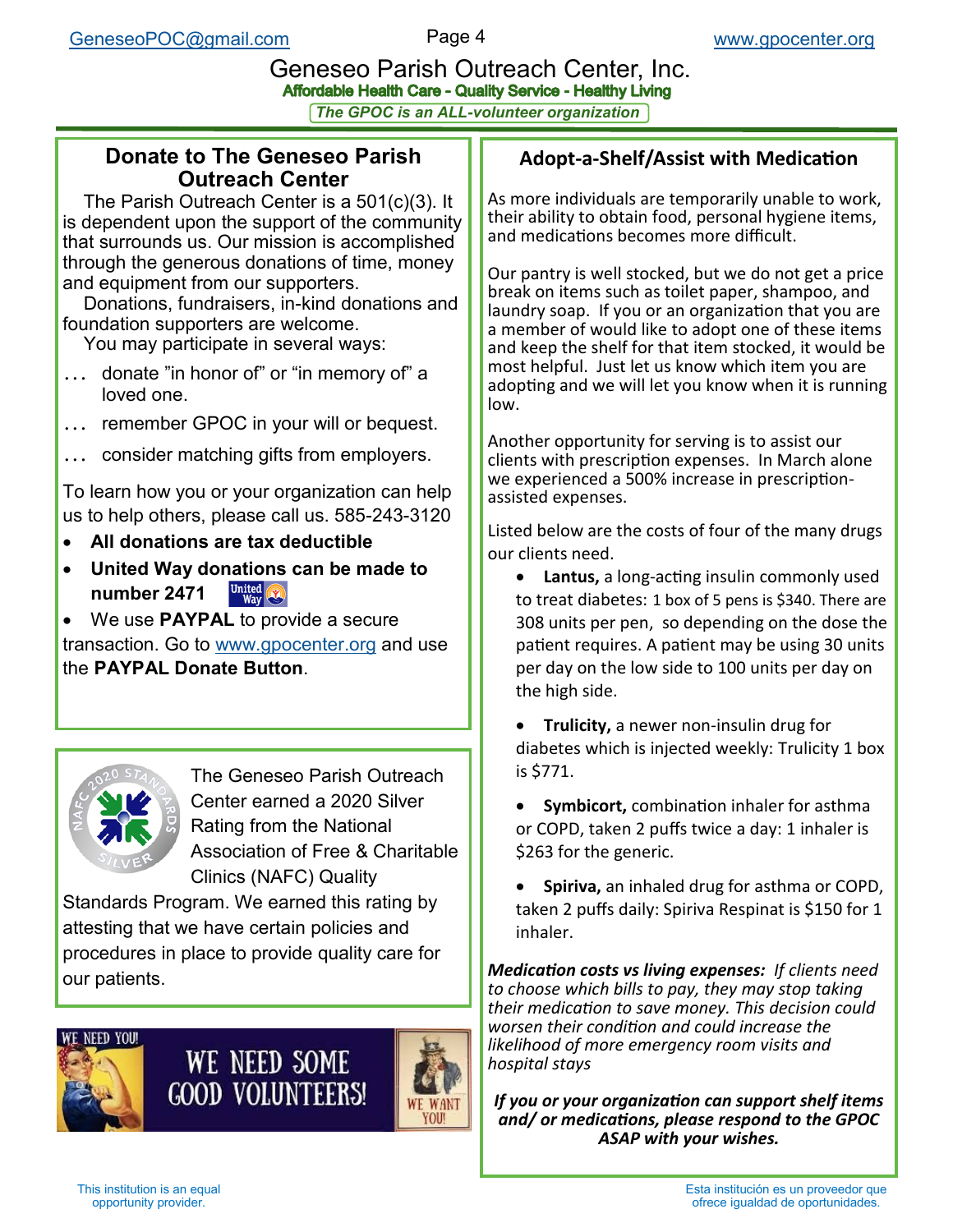# Geneseo Parish Outreach Center, Inc.

**Affordable Health Care - Quality Service - Healthy Living**

*The GPOC is an ALL-volunteer organization*

## Donate to The Geneseo Parish Outreach Center

The Parish Outreach Center is a 501(c)(3). It is dependent upon the support of the community that surrounds us. Our mission is accomplished through the generous donations of time, money and equipment from our supporters.

Donations, fundraisers, in-kind donations and foundation supporters are welcome.

You may participate in several ways:

- … donate "in honor of" or "in memory of" a loved one.
- … remember GPOC in your will or bequest.
- … consider matching gifts from employers.

To learn how you or your organization can help us to help others, please call us. 585-243-3120

- **All donations are tax deductible**
- **United Way donations can be made to number 2471**
- We use **PAYPAL** to provide a secure transaction. Go to www.gpocenter.org and use the **PAYPAL Donate Button**.

The Geneseo Parish Outreach Center earned a 2020 Silver Rating from the National Association of Free & Charitable Clinics (NAFC) Quality Standards Program. We earned this rating by attesting that we have certain policies and procedures in place to provide quality care for our patients.

WE NEED YOU! WE NEED SOME GOOD VOLUNTEERS! WE WANT YOU!

## Adopt-a-Shelf/Assist with Medication

As more individuals are temporarily unable to work, their ability to obtain food, personal hygiene items, and medications becomes more difficult.

Our pantry is well stocked, but we do not get a price break on items such as toilet paper, shampoo, and laundry soap. If you or an organization that you are a member of would like to adopt one of these items and keep the shelf for that item stocked, it would be most helpful. Just let us know which item you are adopting and we will let you know when it is running low.

Another opportunity for serving is to assist our clients with prescription expenses. In March alone we experienced a 500% increase in prescription-assisted expenses.

Listed below are the costs of four of the many drugs our clients need.

- **Lantus,** a long-acting insulin commonly used to treat diabetes: 1 box of 5 pens is $340. There are 308 units per pen, so depending on the dose the patient requires. A patient may be using 30 units per day on the low side to 100 units per day on the high side.
- **Trulicity,** a newer non-insulin drug for diabetes which is injected weekly: Trulicity 1 box is $771.
- **Symbicort,** combination inhaler for asthma or COPD, taken 2 puffs twice a day: 1 inhaler is $263 for the generic.
- **Spiriva,** an inhaled drug for asthma or COPD, taken 2 puffs daily: Spiriva Respinat is $150 for 1 inhaler.

***Medication costs vs living expenses:*** *If clients need to choose which bills to pay, they may stop taking their medication to save money. This decision could worsen their condition and could increase the likelihood of more emergency room visits and hospital stays*

***If you or your organization can support shelf items and/ or medications, please respond to the GPOC ASAP with your wishes.***

This institution is an equal opportunity provider.

Esta institución es un proveedor que ofrece igualdad de oportunidades.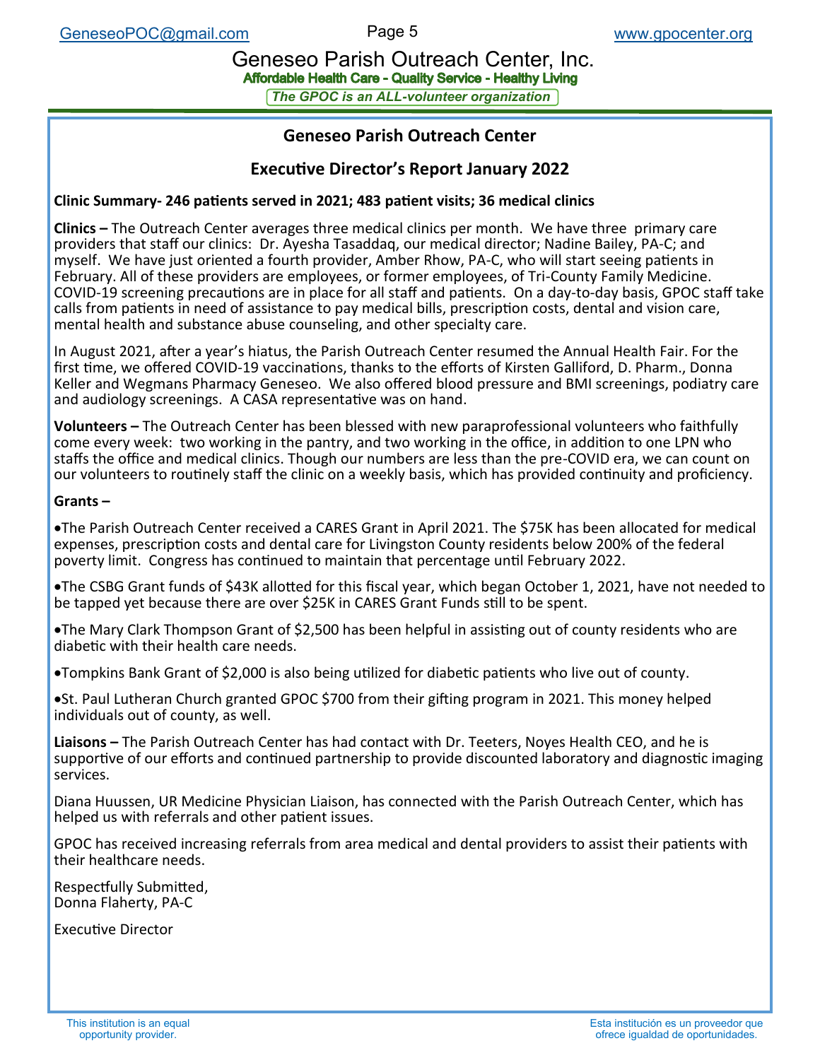# Geneseo Parish Outreach Center

## Executive Director's Report January 2022

**Clinic Summary- 246 patients served in 2021; 483 patient visits; 36 medical clinics**

**Clinics –** The Outreach Center averages three medical clinics per month. We have three primary care providers that staff our clinics: Dr. Ayesha Tasaddaq, our medical director; Nadine Bailey, PA-C; and myself. We have just oriented a fourth provider, Amber Rhow, PA-C, who will start seeing patients in February. All of these providers are employees, or former employees, of Tri-County Family Medicine. COVID-19 screening precautions are in place for all staff and patients. On a day-to-day basis, GPOC staff take calls from patients in need of assistance to pay medical bills, prescription costs, dental and vision care, mental health and substance abuse counseling, and other specialty care.

In August 2021, after a year's hiatus, the Parish Outreach Center resumed the Annual Health Fair. For the first time, we offered COVID-19 vaccinations, thanks to the efforts of Kirsten Galliford, D. Pharm., Donna Keller and Wegmans Pharmacy Geneseo. We also offered blood pressure and BMI screenings, podiatry care and audiology screenings. A CASA representative was on hand.

**Volunteers –** The Outreach Center has been blessed with new paraprofessional volunteers who faithfully come every week: two working in the pantry, and two working in the office, in addition to one LPN who staffs the office and medical clinics. Though our numbers are less than the pre-COVID era, we can count on our volunteers to routinely staff the clinic on a weekly basis, which has provided continuity and proficiency.

**Grants –**

- The Parish Outreach Center received a CARES Grant in April 2021. The $75K has been allocated for medical expenses, prescription costs and dental care for Livingston County residents below 200% of the federal poverty limit. Congress has continued to maintain that percentage until February 2022.
- The CSBG Grant funds of $43K allotted for this fiscal year, which began October 1, 2021, have not needed to be tapped yet because there are over $25K in CARES Grant Funds still to be spent.
- The Mary Clark Thompson Grant of $2,500 has been helpful in assisting out of county residents who are diabetic with their health care needs.
- Tompkins Bank Grant of $2,000 is also being utilized for diabetic patients who live out of county.
- St. Paul Lutheran Church granted GPOC $700 from their gifting program in 2021. This money helped individuals out of county, as well.

**Liaisons –** The Parish Outreach Center has had contact with Dr. Teeters, Noyes Health CEO, and he is supportive of our efforts and continued partnership to provide discounted laboratory and diagnostic imaging services.

Diana Huussen, UR Medicine Physician Liaison, has connected with the Parish Outreach Center, which has helped us with referrals and other patient issues.

GPOC has received increasing referrals from area medical and dental providers to assist their patients with their healthcare needs.

Respectfully Submitted,
Donna Flaherty, PA-C

Executive Director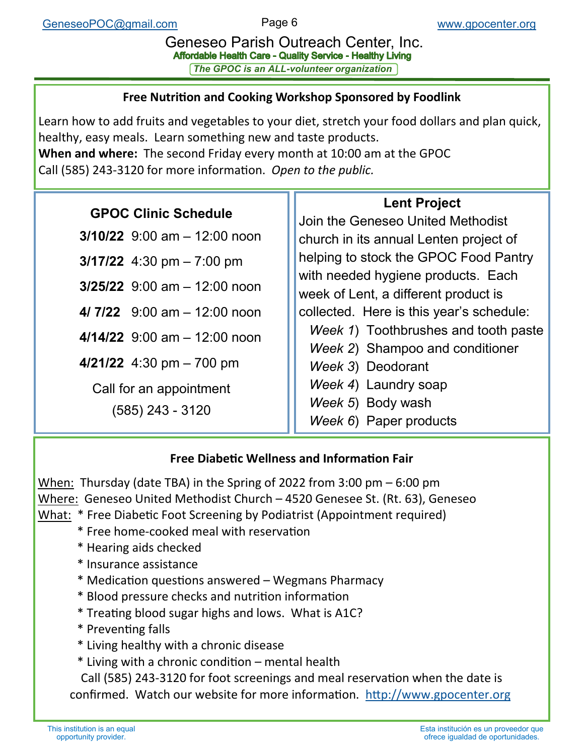# Geneseo Parish Outreach Center, Inc.

**Affordable Health Care - Quality Service - Healthy Living**

***The GPOC is an ALL-volunteer organization***

## Free Nutrition and Cooking Workshop Sponsored by Foodlink

Learn how to add fruits and vegetables to your diet, stretch your food dollars and plan quick, healthy, easy meals. Learn something new and taste products.

**When and where:** The second Friday every month at 10:00 am at the GPOC

Call (585) 243-3120 for more information. *Open to the public.*

## GPOC Clinic Schedule

**3/10/22** 9:00 am – 12:00 noon

**3/17/22** 4:30 pm – 7:00 pm

**3/25/22** 9:00 am – 12:00 noon

**4/ 7/22** 9:00 am – 12:00 noon

**4/14/22** 9:00 am – 12:00 noon

**4/21/22** 4:30 pm – 700 pm

Call for an appointment

(585) 243 - 3120

## Lent Project

Join the Geneseo United Methodist church in its annual Lenten project of helping to stock the GPOC Food Pantry with needed hygiene products. Each week of Lent, a different product is collected. Here is this year's schedule:

*Week 1*) Toothbrushes and tooth paste
*Week 2*) Shampoo and conditioner
*Week 3*) Deodorant
*Week 4*) Laundry soap
*Week 5*) Body wash
*Week 6*) Paper products

## Free Diabetic Wellness and Information Fair

When: Thursday (date TBA) in the Spring of 2022 from 3:00 pm – 6:00 pm

Where: Geneseo United Methodist Church – 4520 Genesee St. (Rt. 63), Geneseo

What:
- Free Diabetic Foot Screening by Podiatrist (Appointment required)
- Free home-cooked meal with reservation
- Hearing aids checked
- Insurance assistance
- Medication questions answered – Wegmans Pharmacy
- Blood pressure checks and nutrition information
- Treating blood sugar highs and lows. What is A1C?
- Preventing falls
- Living healthy with a chronic disease
- Living with a chronic condition – mental health

Call (585) 243-3120 for foot screenings and meal reservation when the date is confirmed. Watch our website for more information. http://www.gpocenter.org

This institution is an equal opportunity provider.

Esta institución es un proveedor que ofrece igualdad de oportunidades.